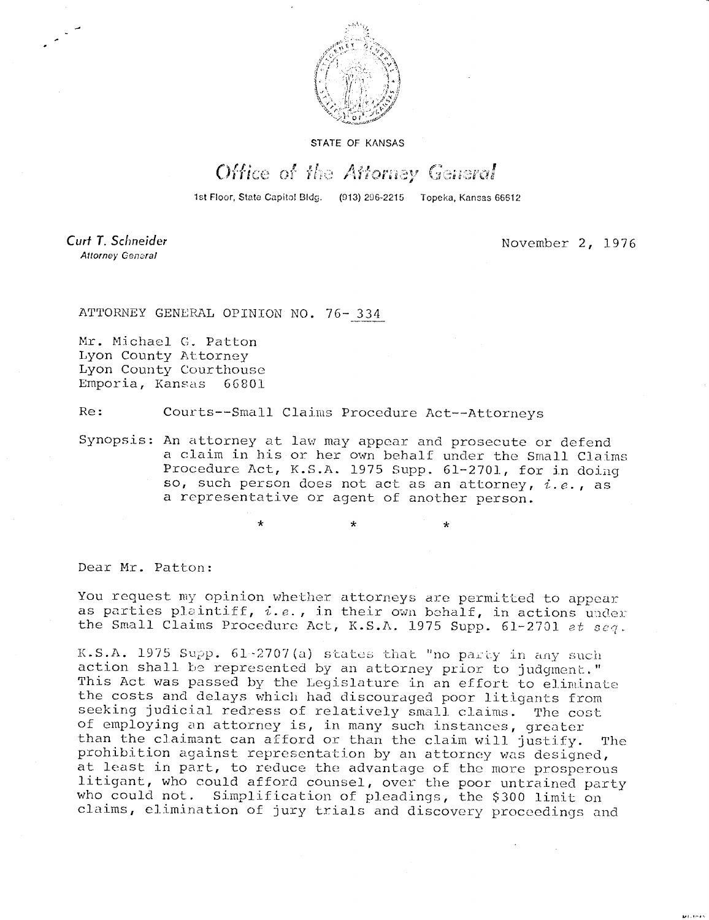STATE OF KANSAS

# *Office of the Attorney General*

1st Floor, State Capitol Bldg. (913) 296-2215 Topeka, Kansas 66612

*Curt T. Schneider*
*Attorney General*

November 2, 1976

ATTORNEY GENERAL OPINION NO. 76-334

Mr. Michael G. Patton
Lyon County Attorney
Lyon County Courthouse
Emporia, Kansas 66801

Re: Courts--Small Claims Procedure Act--Attorneys

Synopsis: An attorney at law may appear and prosecute or defend a claim in his or her own behalf under the Small Claims Procedure Act, K.S.A. 1975 Supp. 61-2701, for in doing so, such person does not act as an attorney, *i.e.*, as a representative or agent of another person.

\* \* \*

Dear Mr. Patton:

You request my opinion whether attorneys are permitted to appear as parties plaintiff, *i.e.*, in their own behalf, in actions under the Small Claims Procedure Act, K.S.A. 1975 Supp. 61-2701 *et seq.*

K.S.A. 1975 Supp. 61-2707(a) states that "no party in any such action shall be represented by an attorney prior to judgment." This Act was passed by the Legislature in an effort to eliminate the costs and delays which had discouraged poor litigants from seeking judicial redress of relatively small claims. The cost of employing an attorney is, in many such instances, greater than the claimant can afford or than the claim will justify. The prohibition against representation by an attorney was designed, at least in part, to reduce the advantage of the more prosperous litigant, who could afford counsel, over the poor untrained party who could not. Simplification of pleadings, the $300 limit on claims, elimination of jury trials and discovery proceedings and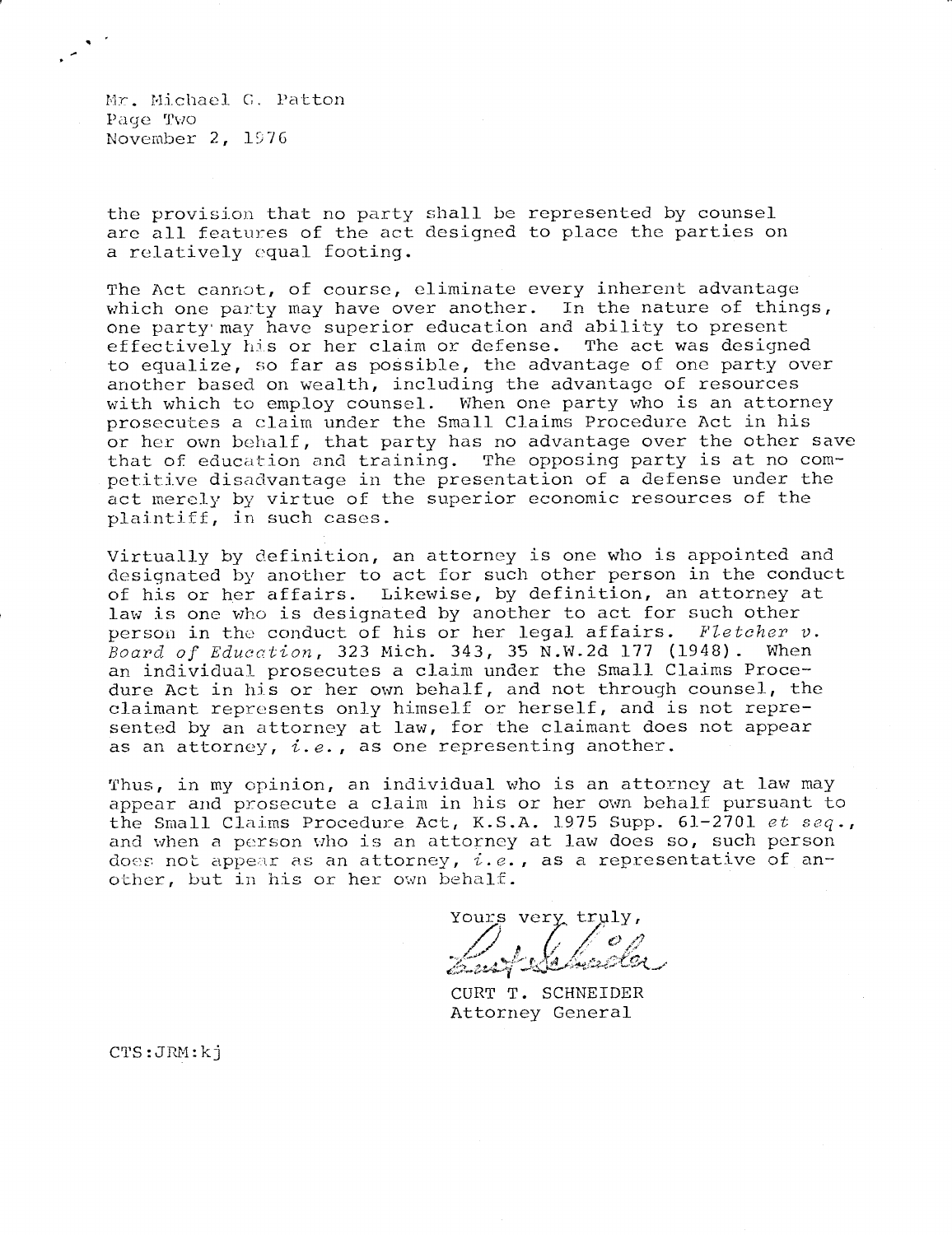Mr. Michael G. Patton
Page Two
November 2, 1976

the provision that no party shall be represented by counsel are all features of the act designed to place the parties on a relatively equal footing.

The Act cannot, of course, eliminate every inherent advantage which one party may have over another. In the nature of things, one party may have superior education and ability to present effectively his or her claim or defense. The act was designed to equalize, so far as possible, the advantage of one party over another based on wealth, including the advantage of resources with which to employ counsel. When one party who is an attorney prosecutes a claim under the Small Claims Procedure Act in his or her own behalf, that party has no advantage over the other save that of education and training. The opposing party is at no competitive disadvantage in the presentation of a defense under the act merely by virtue of the superior economic resources of the plaintiff, in such cases.

Virtually by definition, an attorney is one who is appointed and designated by another to act for such other person in the conduct of his or her affairs. Likewise, by definition, an attorney at law is one who is designated by another to act for such other person in the conduct of his or her legal affairs. *Fletcher v. Board of Education*, 323 Mich. 343, 35 N.W.2d 177 (1948). When an individual prosecutes a claim under the Small Claims Procedure Act in his or her own behalf, and not through counsel, the claimant represents only himself or herself, and is not represented by an attorney at law, for the claimant does not appear as an attorney, *i.e.*, as one representing another.

Thus, in my opinion, an individual who is an attorney at law may appear and prosecute a claim in his or her own behalf pursuant to the Small Claims Procedure Act, K.S.A. 1975 Supp. 61-2701 *et seq.*, and when a person who is an attorney at law does so, such person does not appear as an attorney, *i.e.*, as a representative of another, but in his or her own behalf.

Yours very truly,

CURT T. SCHNEIDER
Attorney General

CTS:JRM:kj